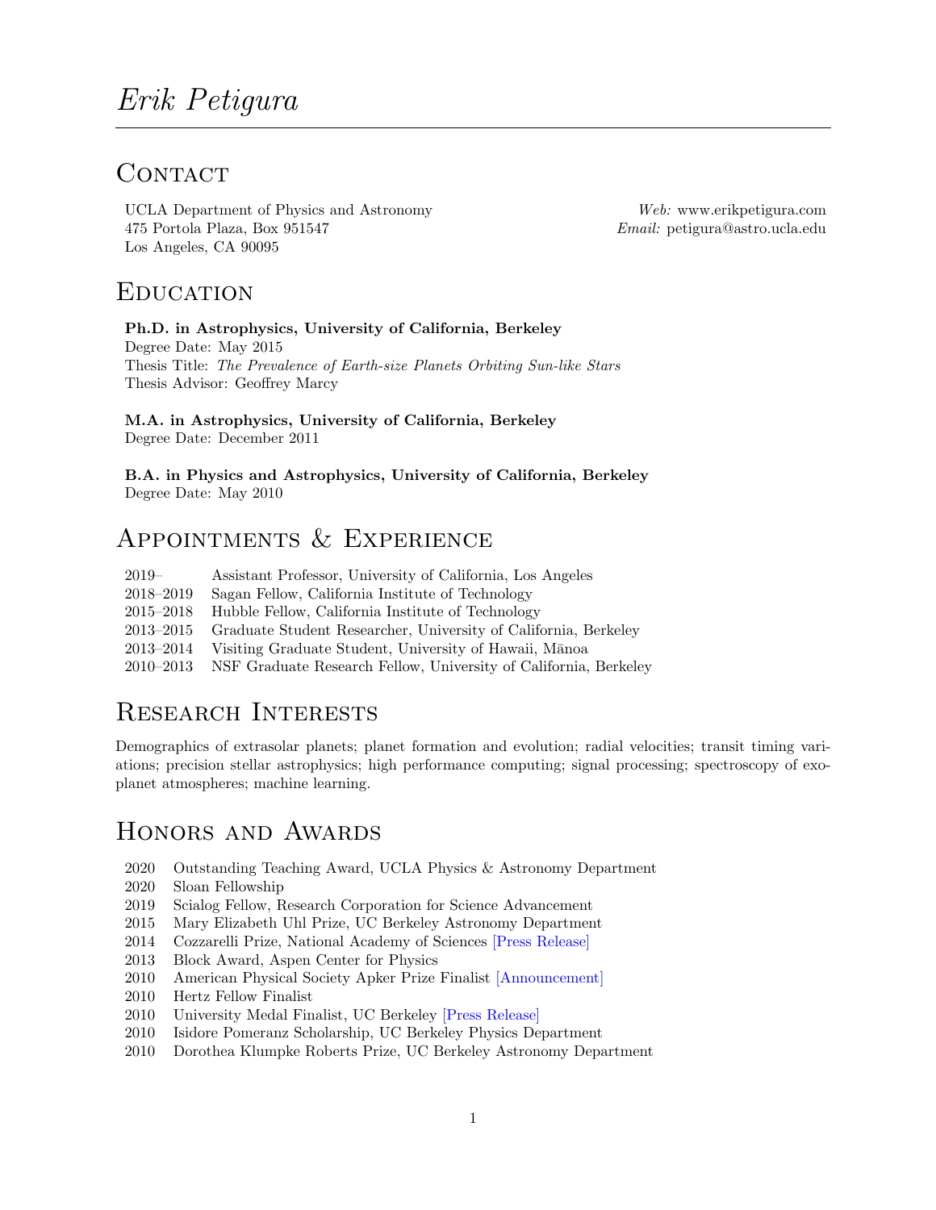# *Erik Petigura*

## Contact

UCLA Department of Physics and Astronomy
475 Portola Plaza, Box 951547
Los Angeles, CA 90095

*Web:* www.erikpetigura.com
*Email:* petigura@astro.ucla.edu

## Education

**Ph.D. in Astrophysics, University of California, Berkeley**
Degree Date: May 2015
Thesis Title: *The Prevalence of Earth-size Planets Orbiting Sun-like Stars*
Thesis Advisor: Geoffrey Marcy

**M.A. in Astrophysics, University of California, Berkeley**
Degree Date: December 2011

**B.A. in Physics and Astrophysics, University of California, Berkeley**
Degree Date: May 2010

## Appointments & Experience

| | |
|---|---|
| 2019– | Assistant Professor, University of California, Los Angeles |
| 2018–2019 | Sagan Fellow, California Institute of Technology |
| 2015–2018 | Hubble Fellow, California Institute of Technology |
| 2013–2015 | Graduate Student Researcher, University of California, Berkeley |
| 2013–2014 | Visiting Graduate Student, University of Hawaii, Mānoa |
| 2010–2013 | NSF Graduate Research Fellow, University of California, Berkeley |

## Research Interests

Demographics of extrasolar planets; planet formation and evolution; radial velocities; transit timing variations; precision stellar astrophysics; high performance computing; signal processing; spectroscopy of exoplanet atmospheres; machine learning.

## Honors and Awards

| | |
|---|---|
| 2020 | Outstanding Teaching Award, UCLA Physics & Astronomy Department |
| 2020 | Sloan Fellowship |
| 2019 | Scialog Fellow, Research Corporation for Science Advancement |
| 2015 | Mary Elizabeth Uhl Prize, UC Berkeley Astronomy Department |
| 2014 | Cozzarelli Prize, National Academy of Sciences [Press Release] |
| 2013 | Block Award, Aspen Center for Physics |
| 2010 | American Physical Society Apker Prize Finalist [Announcement] |
| 2010 | Hertz Fellow Finalist |
| 2010 | University Medal Finalist, UC Berkeley [Press Release] |
| 2010 | Isidore Pomeranz Scholarship, UC Berkeley Physics Department |
| 2010 | Dorothea Klumpke Roberts Prize, UC Berkeley Astronomy Department |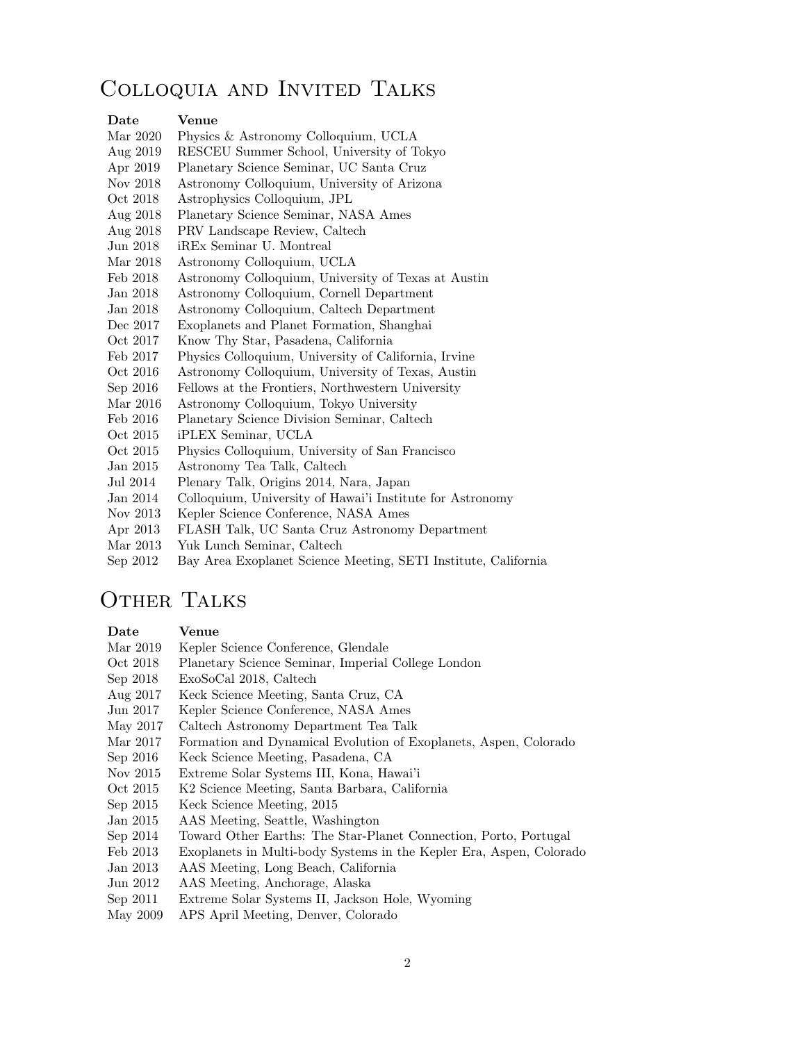# Colloquia and Invited Talks

| Date | Venue |
| --- | --- |
| Mar 2020 | Physics & Astronomy Colloquium, UCLA |
| Aug 2019 | RESCEU Summer School, University of Tokyo |
| Apr 2019 | Planetary Science Seminar, UC Santa Cruz |
| Nov 2018 | Astronomy Colloquium, University of Arizona |
| Oct 2018 | Astrophysics Colloquium, JPL |
| Aug 2018 | Planetary Science Seminar, NASA Ames |
| Aug 2018 | PRV Landscape Review, Caltech |
| Jun 2018 | iREx Seminar U. Montreal |
| Mar 2018 | Astronomy Colloquium, UCLA |
| Feb 2018 | Astronomy Colloquium, University of Texas at Austin |
| Jan 2018 | Astronomy Colloquium, Cornell Department |
| Jan 2018 | Astronomy Colloquium, Caltech Department |
| Dec 2017 | Exoplanets and Planet Formation, Shanghai |
| Oct 2017 | Know Thy Star, Pasadena, California |
| Feb 2017 | Physics Colloquium, University of California, Irvine |
| Oct 2016 | Astronomy Colloquium, University of Texas, Austin |
| Sep 2016 | Fellows at the Frontiers, Northwestern University |
| Mar 2016 | Astronomy Colloquium, Tokyo University |
| Feb 2016 | Planetary Science Division Seminar, Caltech |
| Oct 2015 | iPLEX Seminar, UCLA |
| Oct 2015 | Physics Colloquium, University of San Francisco |
| Jan 2015 | Astronomy Tea Talk, Caltech |
| Jul 2014 | Plenary Talk, Origins 2014, Nara, Japan |
| Jan 2014 | Colloquium, University of Hawai'i Institute for Astronomy |
| Nov 2013 | Kepler Science Conference, NASA Ames |
| Apr 2013 | FLASH Talk, UC Santa Cruz Astronomy Department |
| Mar 2013 | Yuk Lunch Seminar, Caltech |
| Sep 2012 | Bay Area Exoplanet Science Meeting, SETI Institute, California |

# Other Talks

| Date | Venue |
| --- | --- |
| Mar 2019 | Kepler Science Conference, Glendale |
| Oct 2018 | Planetary Science Seminar, Imperial College London |
| Sep 2018 | ExoSoCal 2018, Caltech |
| Aug 2017 | Keck Science Meeting, Santa Cruz, CA |
| Jun 2017 | Kepler Science Conference, NASA Ames |
| May 2017 | Caltech Astronomy Department Tea Talk |
| Mar 2017 | Formation and Dynamical Evolution of Exoplanets, Aspen, Colorado |
| Sep 2016 | Keck Science Meeting, Pasadena, CA |
| Nov 2015 | Extreme Solar Systems III, Kona, Hawai'i |
| Oct 2015 | K2 Science Meeting, Santa Barbara, California |
| Sep 2015 | Keck Science Meeting, 2015 |
| Jan 2015 | AAS Meeting, Seattle, Washington |
| Sep 2014 | Toward Other Earths: The Star-Planet Connection, Porto, Portugal |
| Feb 2013 | Exoplanets in Multi-body Systems in the Kepler Era, Aspen, Colorado |
| Jan 2013 | AAS Meeting, Long Beach, California |
| Jun 2012 | AAS Meeting, Anchorage, Alaska |
| Sep 2011 | Extreme Solar Systems II, Jackson Hole, Wyoming |
| May 2009 | APS April Meeting, Denver, Colorado |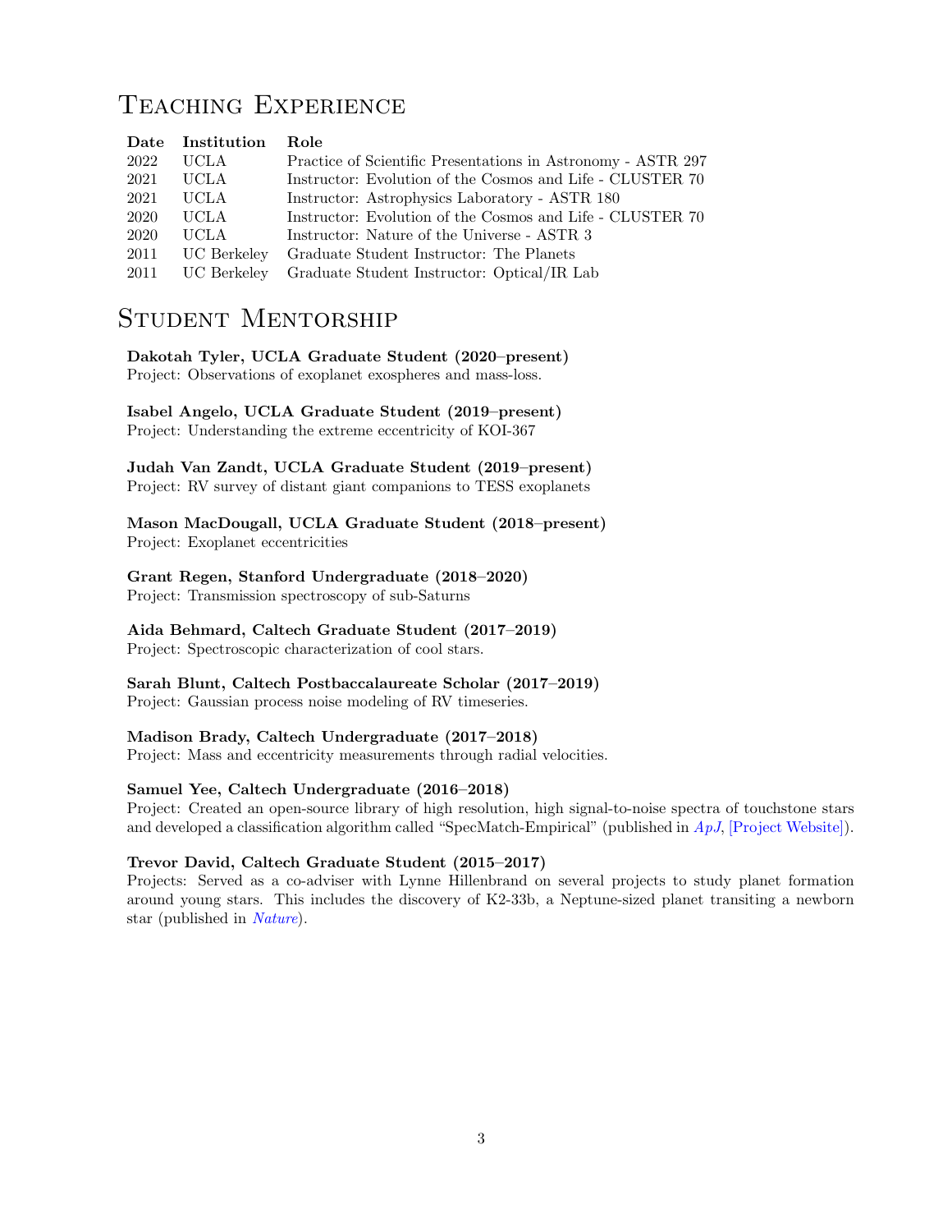# Teaching Experience

| Date | Institution | Role |
|---|---|---|
| 2022 | UCLA | Practice of Scientific Presentations in Astronomy - ASTR 297 |
| 2021 | UCLA | Instructor: Evolution of the Cosmos and Life - CLUSTER 70 |
| 2021 | UCLA | Instructor: Astrophysics Laboratory - ASTR 180 |
| 2020 | UCLA | Instructor: Evolution of the Cosmos and Life - CLUSTER 70 |
| 2020 | UCLA | Instructor: Nature of the Universe - ASTR 3 |
| 2011 | UC Berkeley | Graduate Student Instructor: The Planets |
| 2011 | UC Berkeley | Graduate Student Instructor: Optical/IR Lab |

# Student Mentorship

**Dakotah Tyler, UCLA Graduate Student (2020–present)**
Project: Observations of exoplanet exospheres and mass-loss.

**Isabel Angelo, UCLA Graduate Student (2019–present)**
Project: Understanding the extreme eccentricity of KOI-367

**Judah Van Zandt, UCLA Graduate Student (2019–present)**
Project: RV survey of distant giant companions to TESS exoplanets

**Mason MacDougall, UCLA Graduate Student (2018–present)**
Project: Exoplanet eccentricities

**Grant Regen, Stanford Undergraduate (2018–2020)**
Project: Transmission spectroscopy of sub-Saturns

**Aida Behmard, Caltech Graduate Student (2017–2019)**
Project: Spectroscopic characterization of cool stars.

**Sarah Blunt, Caltech Postbaccalaureate Scholar (2017–2019)**
Project: Gaussian process noise modeling of RV timeseries.

**Madison Brady, Caltech Undergraduate (2017–2018)**
Project: Mass and eccentricity measurements through radial velocities.

**Samuel Yee, Caltech Undergraduate (2016–2018)**
Project: Created an open-source library of high resolution, high signal-to-noise spectra of touchstone stars and developed a classification algorithm called "SpecMatch-Empirical" (published in *ApJ*, [Project Website]).

**Trevor David, Caltech Graduate Student (2015–2017)**
Projects: Served as a co-adviser with Lynne Hillenbrand on several projects to study planet formation around young stars. This includes the discovery of K2-33b, a Neptune-sized planet transiting a newborn star (published in *Nature*).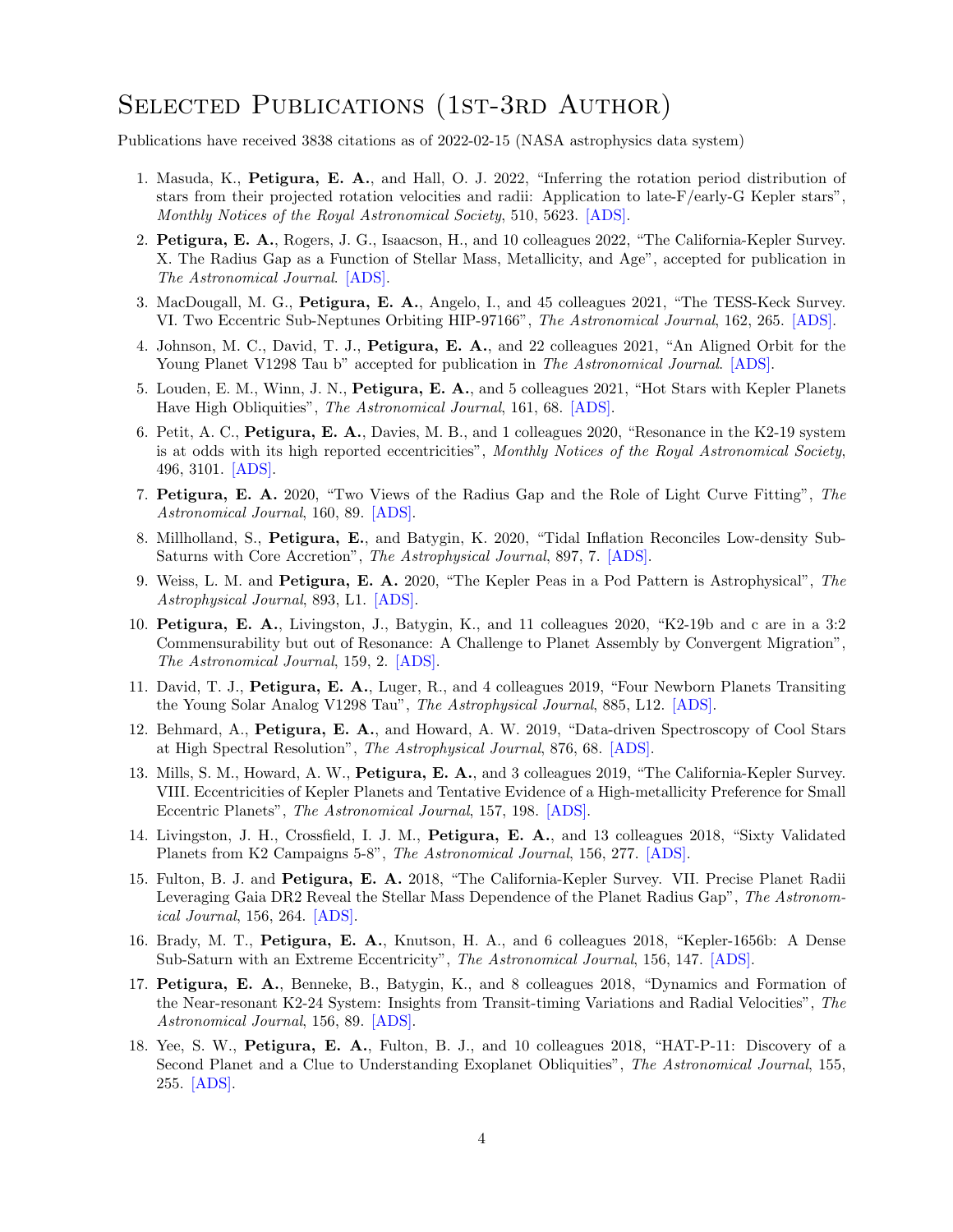# Selected Publications (1st-3rd Author)

Publications have received 3838 citations as of 2022-02-15 (NASA astrophysics data system)

1. Masuda, K., **Petigura, E. A.**, and Hall, O. J. 2022, "Inferring the rotation period distribution of stars from their projected rotation velocities and radii: Application to late-F/early-G Kepler stars", *Monthly Notices of the Royal Astronomical Society*, 510, 5623. [ADS].
2. **Petigura, E. A.**, Rogers, J. G., Isaacson, H., and 10 colleagues 2022, "The California-Kepler Survey. X. The Radius Gap as a Function of Stellar Mass, Metallicity, and Age", accepted for publication in *The Astronomical Journal*. [ADS].
3. MacDougall, M. G., **Petigura, E. A.**, Angelo, I., and 45 colleagues 2021, "The TESS-Keck Survey. VI. Two Eccentric Sub-Neptunes Orbiting HIP-97166", *The Astronomical Journal*, 162, 265. [ADS].
4. Johnson, M. C., David, T. J., **Petigura, E. A.**, and 22 colleagues 2021, "An Aligned Orbit for the Young Planet V1298 Tau b" accepted for publication in *The Astronomical Journal*. [ADS].
5. Louden, E. M., Winn, J. N., **Petigura, E. A.**, and 5 colleagues 2021, "Hot Stars with Kepler Planets Have High Obliquities", *The Astronomical Journal*, 161, 68. [ADS].
6. Petit, A. C., **Petigura, E. A.**, Davies, M. B., and 1 colleagues 2020, "Resonance in the K2-19 system is at odds with its high reported eccentricities", *Monthly Notices of the Royal Astronomical Society*, 496, 3101. [ADS].
7. **Petigura, E. A.** 2020, "Two Views of the Radius Gap and the Role of Light Curve Fitting", *The Astronomical Journal*, 160, 89. [ADS].
8. Millholland, S., **Petigura, E.**, and Batygin, K. 2020, "Tidal Inflation Reconciles Low-density Sub-Saturns with Core Accretion", *The Astrophysical Journal*, 897, 7. [ADS].
9. Weiss, L. M. and **Petigura, E. A.** 2020, "The Kepler Peas in a Pod Pattern is Astrophysical", *The Astrophysical Journal*, 893, L1. [ADS].
10. **Petigura, E. A.**, Livingston, J., Batygin, K., and 11 colleagues 2020, "K2-19b and c are in a 3:2 Commensurability but out of Resonance: A Challenge to Planet Assembly by Convergent Migration", *The Astronomical Journal*, 159, 2. [ADS].
11. David, T. J., **Petigura, E. A.**, Luger, R., and 4 colleagues 2019, "Four Newborn Planets Transiting the Young Solar Analog V1298 Tau", *The Astrophysical Journal*, 885, L12. [ADS].
12. Behmard, A., **Petigura, E. A.**, and Howard, A. W. 2019, "Data-driven Spectroscopy of Cool Stars at High Spectral Resolution", *The Astrophysical Journal*, 876, 68. [ADS].
13. Mills, S. M., Howard, A. W., **Petigura, E. A.**, and 3 colleagues 2019, "The California-Kepler Survey. VIII. Eccentricities of Kepler Planets and Tentative Evidence of a High-metallicity Preference for Small Eccentric Planets", *The Astronomical Journal*, 157, 198. [ADS].
14. Livingston, J. H., Crossfield, I. J. M., **Petigura, E. A.**, and 13 colleagues 2018, "Sixty Validated Planets from K2 Campaigns 5-8", *The Astronomical Journal*, 156, 277. [ADS].
15. Fulton, B. J. and **Petigura, E. A.** 2018, "The California-Kepler Survey. VII. Precise Planet Radii Leveraging Gaia DR2 Reveal the Stellar Mass Dependence of the Planet Radius Gap", *The Astronomical Journal*, 156, 264. [ADS].
16. Brady, M. T., **Petigura, E. A.**, Knutson, H. A., and 6 colleagues 2018, "Kepler-1656b: A Dense Sub-Saturn with an Extreme Eccentricity", *The Astronomical Journal*, 156, 147. [ADS].
17. **Petigura, E. A.**, Benneke, B., Batygin, K., and 8 colleagues 2018, "Dynamics and Formation of the Near-resonant K2-24 System: Insights from Transit-timing Variations and Radial Velocities", *The Astronomical Journal*, 156, 89. [ADS].
18. Yee, S. W., **Petigura, E. A.**, Fulton, B. J., and 10 colleagues 2018, "HAT-P-11: Discovery of a Second Planet and a Clue to Understanding Exoplanet Obliquities", *The Astronomical Journal*, 155, 255. [ADS].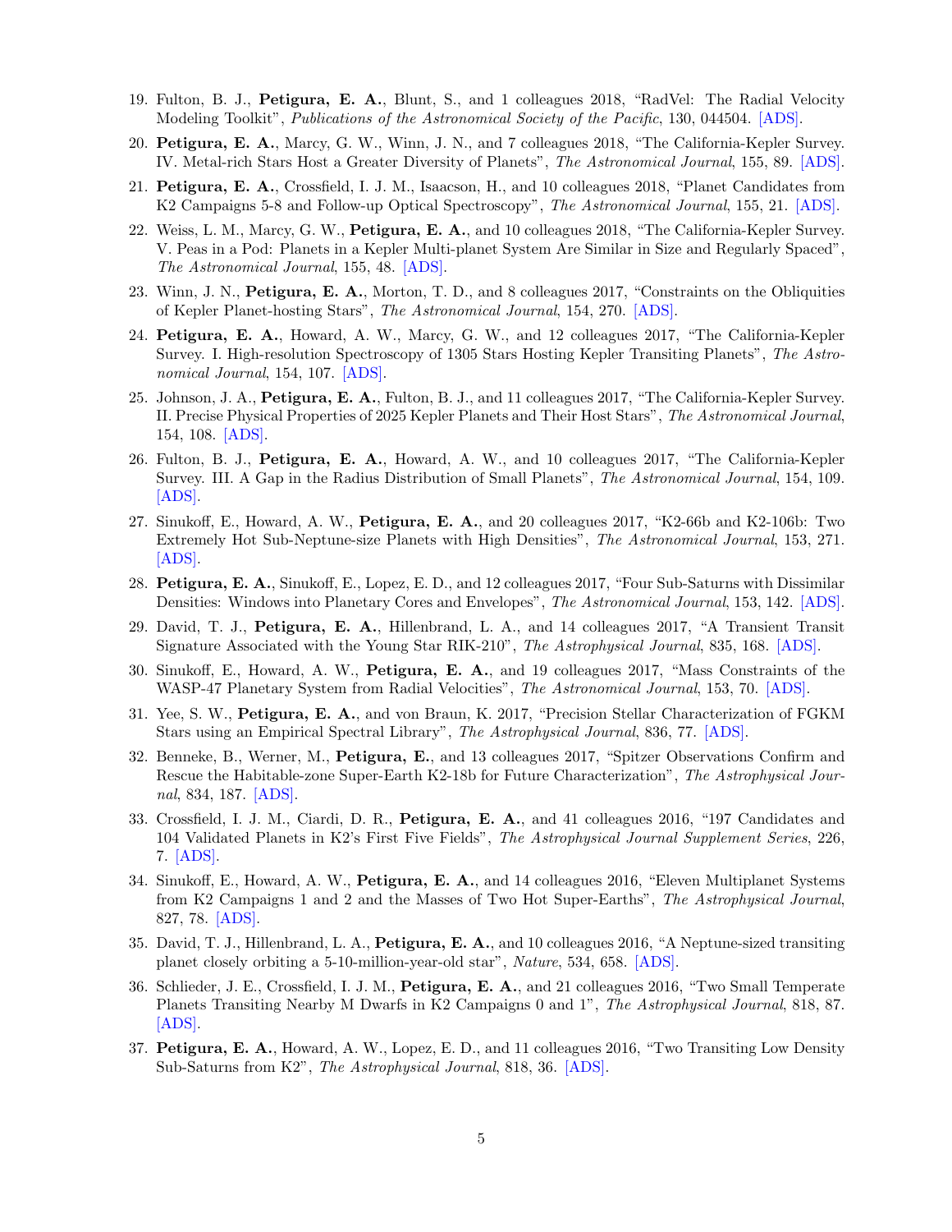19. Fulton, B. J., **Petigura, E. A.**, Blunt, S., and 1 colleagues 2018, "RadVel: The Radial Velocity Modeling Toolkit", *Publications of the Astronomical Society of the Pacific*, 130, 044504. [ADS].
20. **Petigura, E. A.**, Marcy, G. W., Winn, J. N., and 7 colleagues 2018, "The California-Kepler Survey. IV. Metal-rich Stars Host a Greater Diversity of Planets", *The Astronomical Journal*, 155, 89. [ADS].
21. **Petigura, E. A.**, Crossfield, I. J. M., Isaacson, H., and 10 colleagues 2018, "Planet Candidates from K2 Campaigns 5-8 and Follow-up Optical Spectroscopy", *The Astronomical Journal*, 155, 21. [ADS].
22. Weiss, L. M., Marcy, G. W., **Petigura, E. A.**, and 10 colleagues 2018, "The California-Kepler Survey. V. Peas in a Pod: Planets in a Kepler Multi-planet System Are Similar in Size and Regularly Spaced", *The Astronomical Journal*, 155, 48. [ADS].
23. Winn, J. N., **Petigura, E. A.**, Morton, T. D., and 8 colleagues 2017, "Constraints on the Obliquities of Kepler Planet-hosting Stars", *The Astronomical Journal*, 154, 270. [ADS].
24. **Petigura, E. A.**, Howard, A. W., Marcy, G. W., and 12 colleagues 2017, "The California-Kepler Survey. I. High-resolution Spectroscopy of 1305 Stars Hosting Kepler Transiting Planets", *The Astronomical Journal*, 154, 107. [ADS].
25. Johnson, J. A., **Petigura, E. A.**, Fulton, B. J., and 11 colleagues 2017, "The California-Kepler Survey. II. Precise Physical Properties of 2025 Kepler Planets and Their Host Stars", *The Astronomical Journal*, 154, 108. [ADS].
26. Fulton, B. J., **Petigura, E. A.**, Howard, A. W., and 10 colleagues 2017, "The California-Kepler Survey. III. A Gap in the Radius Distribution of Small Planets", *The Astronomical Journal*, 154, 109. [ADS].
27. Sinukoff, E., Howard, A. W., **Petigura, E. A.**, and 20 colleagues 2017, "K2-66b and K2-106b: Two Extremely Hot Sub-Neptune-size Planets with High Densities", *The Astronomical Journal*, 153, 271. [ADS].
28. **Petigura, E. A.**, Sinukoff, E., Lopez, E. D., and 12 colleagues 2017, "Four Sub-Saturns with Dissimilar Densities: Windows into Planetary Cores and Envelopes", *The Astronomical Journal*, 153, 142. [ADS].
29. David, T. J., **Petigura, E. A.**, Hillenbrand, L. A., and 14 colleagues 2017, "A Transient Transit Signature Associated with the Young Star RIK-210", *The Astrophysical Journal*, 835, 168. [ADS].
30. Sinukoff, E., Howard, A. W., **Petigura, E. A.**, and 19 colleagues 2017, "Mass Constraints of the WASP-47 Planetary System from Radial Velocities", *The Astronomical Journal*, 153, 70. [ADS].
31. Yee, S. W., **Petigura, E. A.**, and von Braun, K. 2017, "Precision Stellar Characterization of FGKM Stars using an Empirical Spectral Library", *The Astrophysical Journal*, 836, 77. [ADS].
32. Benneke, B., Werner, M., **Petigura, E.**, and 13 colleagues 2017, "Spitzer Observations Confirm and Rescue the Habitable-zone Super-Earth K2-18b for Future Characterization", *The Astrophysical Journal*, 834, 187. [ADS].
33. Crossfield, I. J. M., Ciardi, D. R., **Petigura, E. A.**, and 41 colleagues 2016, "197 Candidates and 104 Validated Planets in K2's First Five Fields", *The Astrophysical Journal Supplement Series*, 226, 7. [ADS].
34. Sinukoff, E., Howard, A. W., **Petigura, E. A.**, and 14 colleagues 2016, "Eleven Multiplanet Systems from K2 Campaigns 1 and 2 and the Masses of Two Hot Super-Earths", *The Astrophysical Journal*, 827, 78. [ADS].
35. David, T. J., Hillenbrand, L. A., **Petigura, E. A.**, and 10 colleagues 2016, "A Neptune-sized transiting planet closely orbiting a 5-10-million-year-old star", *Nature*, 534, 658. [ADS].
36. Schlieder, J. E., Crossfield, I. J. M., **Petigura, E. A.**, and 21 colleagues 2016, "Two Small Temperate Planets Transiting Nearby M Dwarfs in K2 Campaigns 0 and 1", *The Astrophysical Journal*, 818, 87. [ADS].
37. **Petigura, E. A.**, Howard, A. W., Lopez, E. D., and 11 colleagues 2016, "Two Transiting Low Density Sub-Saturns from K2", *The Astrophysical Journal*, 818, 36. [ADS].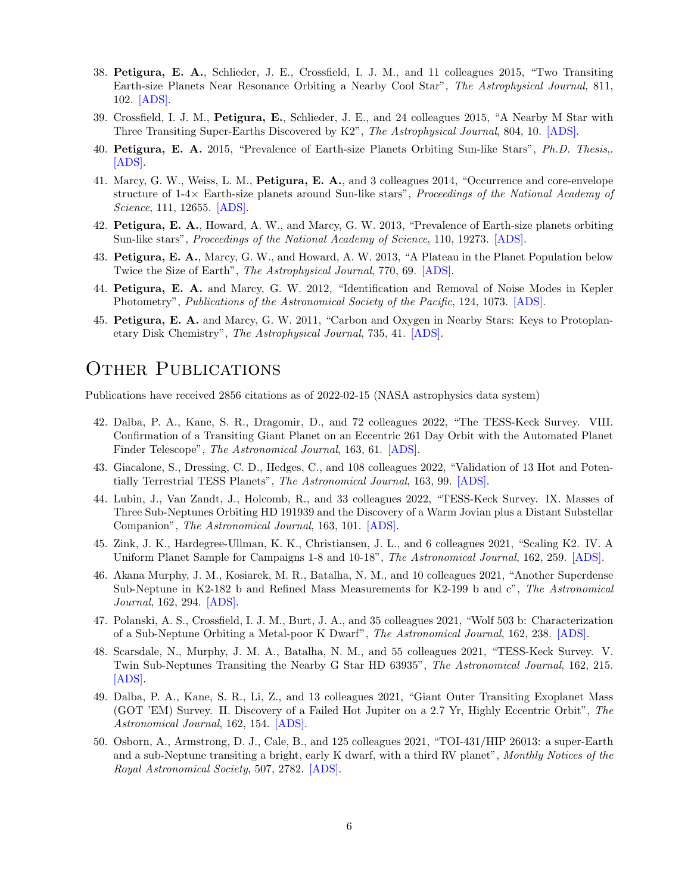38. **Petigura, E. A.**, Schlieder, J. E., Crossfield, I. J. M., and 11 colleagues 2015, "Two Transiting Earth-size Planets Near Resonance Orbiting a Nearby Cool Star", *The Astrophysical Journal*, 811, 102. [ADS].

39. Crossfield, I. J. M., **Petigura, E.**, Schlieder, J. E., and 24 colleagues 2015, "A Nearby M Star with Three Transiting Super-Earths Discovered by K2", *The Astrophysical Journal*, 804, 10. [ADS].

40. **Petigura, E. A.** 2015, "Prevalence of Earth-size Planets Orbiting Sun-like Stars", *Ph.D. Thesis*,. [ADS].

41. Marcy, G. W., Weiss, L. M., **Petigura, E. A.**, and 3 colleagues 2014, "Occurrence and core-envelope structure of 1-4× Earth-size planets around Sun-like stars", *Proceedings of the National Academy of Science*, 111, 12655. [ADS].

42. **Petigura, E. A.**, Howard, A. W., and Marcy, G. W. 2013, "Prevalence of Earth-size planets orbiting Sun-like stars", *Proceedings of the National Academy of Science*, 110, 19273. [ADS].

43. **Petigura, E. A.**, Marcy, G. W., and Howard, A. W. 2013, "A Plateau in the Planet Population below Twice the Size of Earth", *The Astrophysical Journal*, 770, 69. [ADS].

44. **Petigura, E. A.** and Marcy, G. W. 2012, "Identification and Removal of Noise Modes in Kepler Photometry", *Publications of the Astronomical Society of the Pacific*, 124, 1073. [ADS].

45. **Petigura, E. A.** and Marcy, G. W. 2011, "Carbon and Oxygen in Nearby Stars: Keys to Protoplanetary Disk Chemistry", *The Astrophysical Journal*, 735, 41. [ADS].

# Other Publications

Publications have received 2856 citations as of 2022-02-15 (NASA astrophysics data system)

42. Dalba, P. A., Kane, S. R., Dragomir, D., and 72 colleagues 2022, "The TESS-Keck Survey. VIII. Confirmation of a Transiting Giant Planet on an Eccentric 261 Day Orbit with the Automated Planet Finder Telescope", *The Astronomical Journal*, 163, 61. [ADS].

43. Giacalone, S., Dressing, C. D., Hedges, C., and 108 colleagues 2022, "Validation of 13 Hot and Potentially Terrestrial TESS Planets", *The Astronomical Journal*, 163, 99. [ADS].

44. Lubin, J., Van Zandt, J., Holcomb, R., and 33 colleagues 2022, "TESS-Keck Survey. IX. Masses of Three Sub-Neptunes Orbiting HD 191939 and the Discovery of a Warm Jovian plus a Distant Substellar Companion", *The Astronomical Journal*, 163, 101. [ADS].

45. Zink, J. K., Hardegree-Ullman, K. K., Christiansen, J. L., and 6 colleagues 2021, "Scaling K2. IV. A Uniform Planet Sample for Campaigns 1-8 and 10-18", *The Astronomical Journal*, 162, 259. [ADS].

46. Akana Murphy, J. M., Kosiarek, M. R., Batalha, N. M., and 10 colleagues 2021, "Another Superdense Sub-Neptune in K2-182 b and Refined Mass Measurements for K2-199 b and c", *The Astronomical Journal*, 162, 294. [ADS].

47. Polanski, A. S., Crossfield, I. J. M., Burt, J. A., and 35 colleagues 2021, "Wolf 503 b: Characterization of a Sub-Neptune Orbiting a Metal-poor K Dwarf", *The Astronomical Journal*, 162, 238. [ADS].

48. Scarsdale, N., Murphy, J. M. A., Batalha, N. M., and 55 colleagues 2021, "TESS-Keck Survey. V. Twin Sub-Neptunes Transiting the Nearby G Star HD 63935", *The Astronomical Journal*, 162, 215. [ADS].

49. Dalba, P. A., Kane, S. R., Li, Z., and 13 colleagues 2021, "Giant Outer Transiting Exoplanet Mass (GOT 'EM) Survey. II. Discovery of a Failed Hot Jupiter on a 2.7 Yr, Highly Eccentric Orbit", *The Astronomical Journal*, 162, 154. [ADS].

50. Osborn, A., Armstrong, D. J., Cale, B., and 125 colleagues 2021, "TOI-431/HIP 26013: a super-Earth and a sub-Neptune transiting a bright, early K dwarf, with a third RV planet", *Monthly Notices of the Royal Astronomical Society*, 507, 2782. [ADS].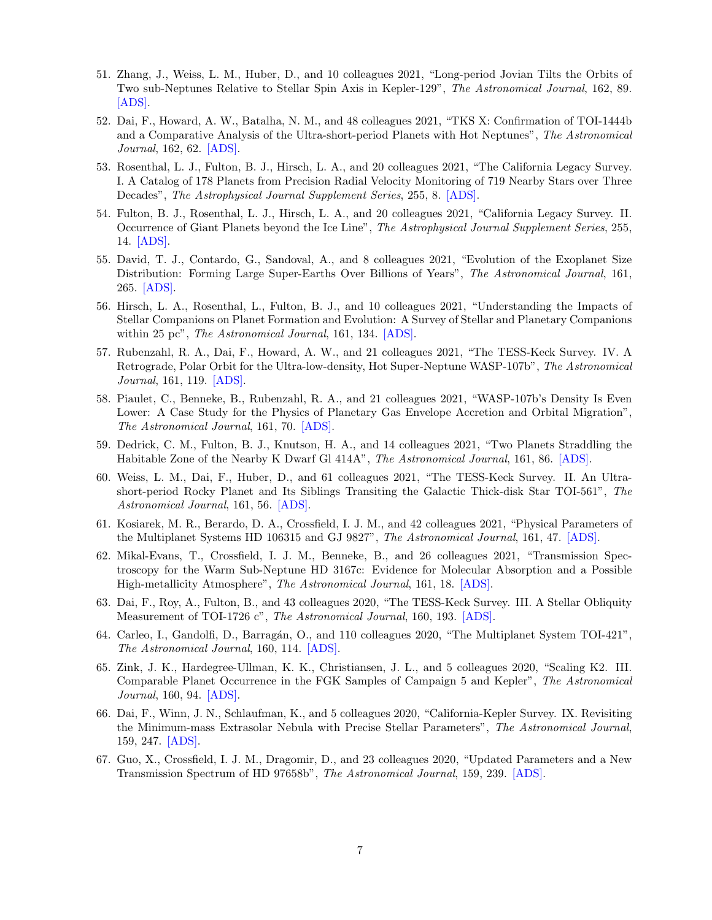51. Zhang, J., Weiss, L. M., Huber, D., and 10 colleagues 2021, "Long-period Jovian Tilts the Orbits of Two sub-Neptunes Relative to Stellar Spin Axis in Kepler-129", *The Astronomical Journal*, 162, 89. [ADS].

52. Dai, F., Howard, A. W., Batalha, N. M., and 48 colleagues 2021, "TKS X: Confirmation of TOI-1444b and a Comparative Analysis of the Ultra-short-period Planets with Hot Neptunes", *The Astronomical Journal*, 162, 62. [ADS].

53. Rosenthal, L. J., Fulton, B. J., Hirsch, L. A., and 20 colleagues 2021, "The California Legacy Survey. I. A Catalog of 178 Planets from Precision Radial Velocity Monitoring of 719 Nearby Stars over Three Decades", *The Astrophysical Journal Supplement Series*, 255, 8. [ADS].

54. Fulton, B. J., Rosenthal, L. J., Hirsch, L. A., and 20 colleagues 2021, "California Legacy Survey. II. Occurrence of Giant Planets beyond the Ice Line", *The Astrophysical Journal Supplement Series*, 255, 14. [ADS].

55. David, T. J., Contardo, G., Sandoval, A., and 8 colleagues 2021, "Evolution of the Exoplanet Size Distribution: Forming Large Super-Earths Over Billions of Years", *The Astronomical Journal*, 161, 265. [ADS].

56. Hirsch, L. A., Rosenthal, L., Fulton, B. J., and 10 colleagues 2021, "Understanding the Impacts of Stellar Companions on Planet Formation and Evolution: A Survey of Stellar and Planetary Companions within 25 pc", *The Astronomical Journal*, 161, 134. [ADS].

57. Rubenzahl, R. A., Dai, F., Howard, A. W., and 21 colleagues 2021, "The TESS-Keck Survey. IV. A Retrograde, Polar Orbit for the Ultra-low-density, Hot Super-Neptune WASP-107b", *The Astronomical Journal*, 161, 119. [ADS].

58. Piaulet, C., Benneke, B., Rubenzahl, R. A., and 21 colleagues 2021, "WASP-107b's Density Is Even Lower: A Case Study for the Physics of Planetary Gas Envelope Accretion and Orbital Migration", *The Astronomical Journal*, 161, 70. [ADS].

59. Dedrick, C. M., Fulton, B. J., Knutson, H. A., and 14 colleagues 2021, "Two Planets Straddling the Habitable Zone of the Nearby K Dwarf Gl 414A", *The Astronomical Journal*, 161, 86. [ADS].

60. Weiss, L. M., Dai, F., Huber, D., and 61 colleagues 2021, "The TESS-Keck Survey. II. An Ultra-short-period Rocky Planet and Its Siblings Transiting the Galactic Thick-disk Star TOI-561", *The Astronomical Journal*, 161, 56. [ADS].

61. Kosiarek, M. R., Berardo, D. A., Crossfield, I. J. M., and 42 colleagues 2021, "Physical Parameters of the Multiplanet Systems HD 106315 and GJ 9827", *The Astronomical Journal*, 161, 47. [ADS].

62. Mikal-Evans, T., Crossfield, I. J. M., Benneke, B., and 26 colleagues 2021, "Transmission Spectroscopy for the Warm Sub-Neptune HD 3167c: Evidence for Molecular Absorption and a Possible High-metallicity Atmosphere", *The Astronomical Journal*, 161, 18. [ADS].

63. Dai, F., Roy, A., Fulton, B., and 43 colleagues 2020, "The TESS-Keck Survey. III. A Stellar Obliquity Measurement of TOI-1726 c", *The Astronomical Journal*, 160, 193. [ADS].

64. Carleo, I., Gandolfi, D., Barragán, O., and 110 colleagues 2020, "The Multiplanet System TOI-421", *The Astronomical Journal*, 160, 114. [ADS].

65. Zink, J. K., Hardegree-Ullman, K. K., Christiansen, J. L., and 5 colleagues 2020, "Scaling K2. III. Comparable Planet Occurrence in the FGK Samples of Campaign 5 and Kepler", *The Astronomical Journal*, 160, 94. [ADS].

66. Dai, F., Winn, J. N., Schlaufman, K., and 5 colleagues 2020, "California-Kepler Survey. IX. Revisiting the Minimum-mass Extrasolar Nebula with Precise Stellar Parameters", *The Astronomical Journal*, 159, 247. [ADS].

67. Guo, X., Crossfield, I. J. M., Dragomir, D., and 23 colleagues 2020, "Updated Parameters and a New Transmission Spectrum of HD 97658b", *The Astronomical Journal*, 159, 239. [ADS].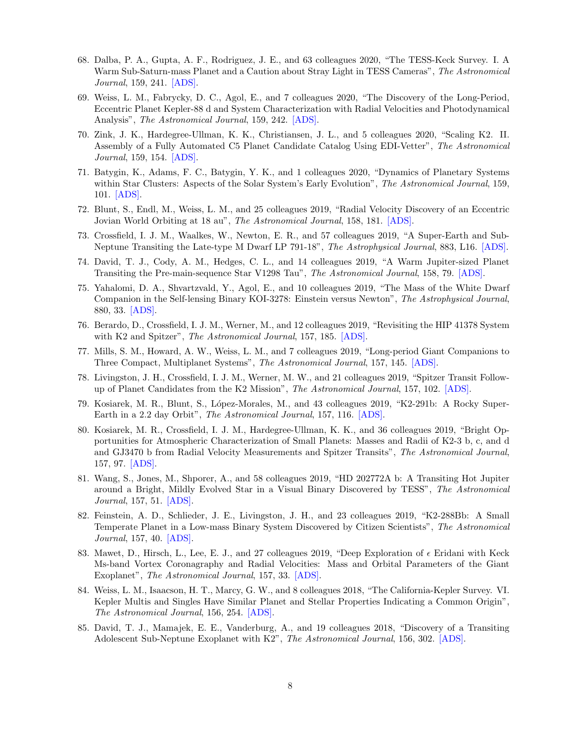68. Dalba, P. A., Gupta, A. F., Rodriguez, J. E., and 63 colleagues 2020, "The TESS-Keck Survey. I. A Warm Sub-Saturn-mass Planet and a Caution about Stray Light in TESS Cameras", *The Astronomical Journal*, 159, 241. [ADS].
69. Weiss, L. M., Fabrycky, D. C., Agol, E., and 7 colleagues 2020, "The Discovery of the Long-Period, Eccentric Planet Kepler-88 d and System Characterization with Radial Velocities and Photodynamical Analysis", *The Astronomical Journal*, 159, 242. [ADS].
70. Zink, J. K., Hardegree-Ullman, K. K., Christiansen, J. L., and 5 colleagues 2020, "Scaling K2. II. Assembly of a Fully Automated C5 Planet Candidate Catalog Using EDI-Vetter", *The Astronomical Journal*, 159, 154. [ADS].
71. Batygin, K., Adams, F. C., Batygin, Y. K., and 1 colleagues 2020, "Dynamics of Planetary Systems within Star Clusters: Aspects of the Solar System's Early Evolution", *The Astronomical Journal*, 159, 101. [ADS].
72. Blunt, S., Endl, M., Weiss, L. M., and 25 colleagues 2019, "Radial Velocity Discovery of an Eccentric Jovian World Orbiting at 18 au", *The Astronomical Journal*, 158, 181. [ADS].
73. Crossfield, I. J. M., Waalkes, W., Newton, E. R., and 57 colleagues 2019, "A Super-Earth and Sub-Neptune Transiting the Late-type M Dwarf LP 791-18", *The Astrophysical Journal*, 883, L16. [ADS].
74. David, T. J., Cody, A. M., Hedges, C. L., and 14 colleagues 2019, "A Warm Jupiter-sized Planet Transiting the Pre-main-sequence Star V1298 Tau", *The Astronomical Journal*, 158, 79. [ADS].
75. Yahalomi, D. A., Shvartzvald, Y., Agol, E., and 10 colleagues 2019, "The Mass of the White Dwarf Companion in the Self-lensing Binary KOI-3278: Einstein versus Newton", *The Astrophysical Journal*, 880, 33. [ADS].
76. Berardo, D., Crossfield, I. J. M., Werner, M., and 12 colleagues 2019, "Revisiting the HIP 41378 System with K2 and Spitzer", *The Astronomical Journal*, 157, 185. [ADS].
77. Mills, S. M., Howard, A. W., Weiss, L. M., and 7 colleagues 2019, "Long-period Giant Companions to Three Compact, Multiplanet Systems", *The Astronomical Journal*, 157, 145. [ADS].
78. Livingston, J. H., Crossfield, I. J. M., Werner, M. W., and 21 colleagues 2019, "Spitzer Transit Follow-up of Planet Candidates from the K2 Mission", *The Astronomical Journal*, 157, 102. [ADS].
79. Kosiarek, M. R., Blunt, S., López-Morales, M., and 43 colleagues 2019, "K2-291b: A Rocky Super-Earth in a 2.2 day Orbit", *The Astronomical Journal*, 157, 116. [ADS].
80. Kosiarek, M. R., Crossfield, I. J. M., Hardegree-Ullman, K. K., and 36 colleagues 2019, "Bright Opportunities for Atmospheric Characterization of Small Planets: Masses and Radii of K2-3 b, c, and d and GJ3470 b from Radial Velocity Measurements and Spitzer Transits", *The Astronomical Journal*, 157, 97. [ADS].
81. Wang, S., Jones, M., Shporer, A., and 58 colleagues 2019, "HD 202772A b: A Transiting Hot Jupiter around a Bright, Mildly Evolved Star in a Visual Binary Discovered by TESS", *The Astronomical Journal*, 157, 51. [ADS].
82. Feinstein, A. D., Schlieder, J. E., Livingston, J. H., and 23 colleagues 2019, "K2-288Bb: A Small Temperate Planet in a Low-mass Binary System Discovered by Citizen Scientists", *The Astronomical Journal*, 157, 40. [ADS].
83. Mawet, D., Hirsch, L., Lee, E. J., and 27 colleagues 2019, "Deep Exploration of $\epsilon$ Eridani with Keck Ms-band Vortex Coronagraphy and Radial Velocities: Mass and Orbital Parameters of the Giant Exoplanet", *The Astronomical Journal*, 157, 33. [ADS].
84. Weiss, L. M., Isaacson, H. T., Marcy, G. W., and 8 colleagues 2018, "The California-Kepler Survey. VI. Kepler Multis and Singles Have Similar Planet and Stellar Properties Indicating a Common Origin", *The Astronomical Journal*, 156, 254. [ADS].
85. David, T. J., Mamajek, E. E., Vanderburg, A., and 19 colleagues 2018, "Discovery of a Transiting Adolescent Sub-Neptune Exoplanet with K2", *The Astronomical Journal*, 156, 302. [ADS].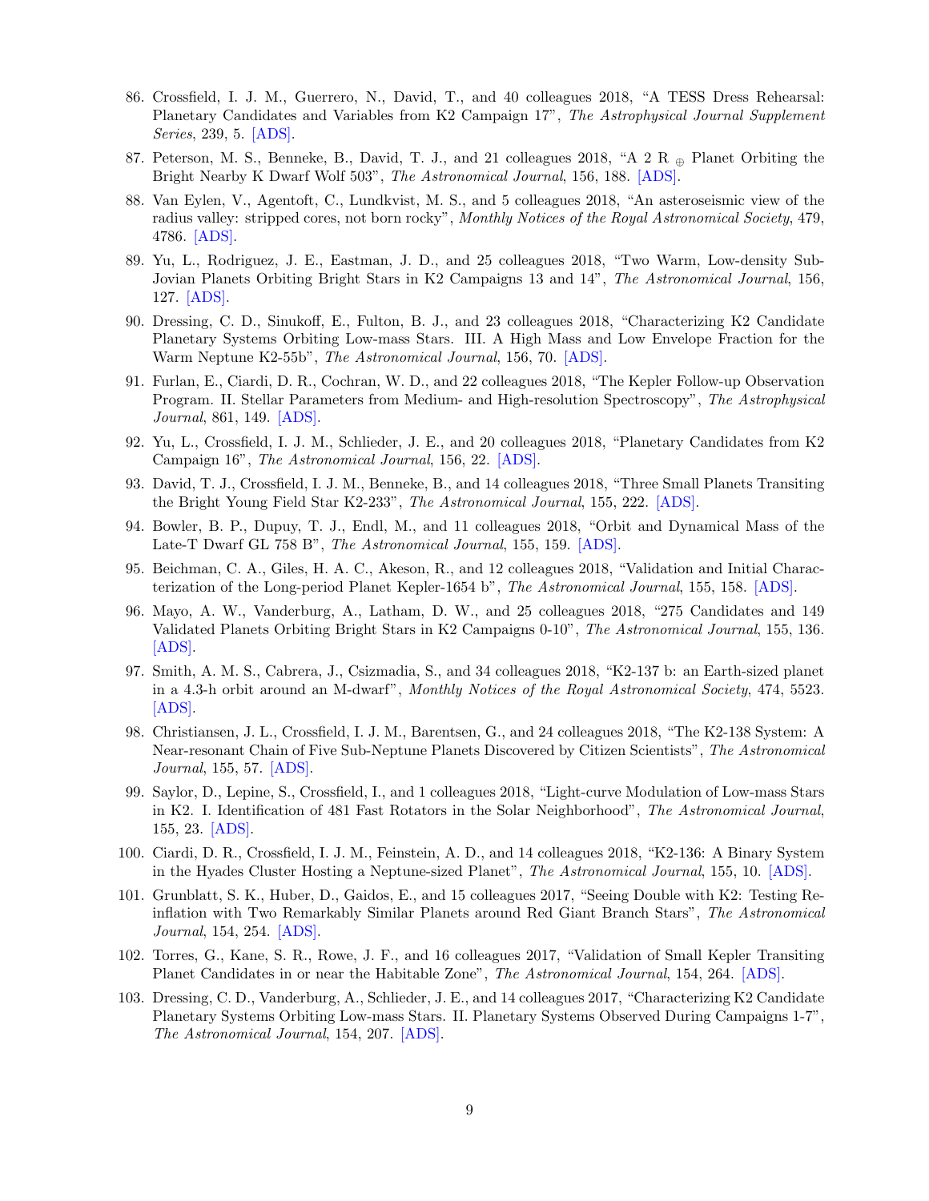86. Crossfield, I. J. M., Guerrero, N., David, T., and 40 colleagues 2018, "A TESS Dress Rehearsal: Planetary Candidates and Variables from K2 Campaign 17", *The Astrophysical Journal Supplement Series*, 239, 5. [ADS].

87. Peterson, M. S., Benneke, B., David, T. J., and 21 colleagues 2018, "A 2 R $_\oplus$ Planet Orbiting the Bright Nearby K Dwarf Wolf 503", *The Astronomical Journal*, 156, 188. [ADS].

88. Van Eylen, V., Agentoft, C., Lundkvist, M. S., and 5 colleagues 2018, "An asteroseismic view of the radius valley: stripped cores, not born rocky", *Monthly Notices of the Royal Astronomical Society*, 479, 4786. [ADS].

89. Yu, L., Rodriguez, J. E., Eastman, J. D., and 25 colleagues 2018, "Two Warm, Low-density Sub-Jovian Planets Orbiting Bright Stars in K2 Campaigns 13 and 14", *The Astronomical Journal*, 156, 127. [ADS].

90. Dressing, C. D., Sinukoff, E., Fulton, B. J., and 23 colleagues 2018, "Characterizing K2 Candidate Planetary Systems Orbiting Low-mass Stars. III. A High Mass and Low Envelope Fraction for the Warm Neptune K2-55b", *The Astronomical Journal*, 156, 70. [ADS].

91. Furlan, E., Ciardi, D. R., Cochran, W. D., and 22 colleagues 2018, "The Kepler Follow-up Observation Program. II. Stellar Parameters from Medium- and High-resolution Spectroscopy", *The Astrophysical Journal*, 861, 149. [ADS].

92. Yu, L., Crossfield, I. J. M., Schlieder, J. E., and 20 colleagues 2018, "Planetary Candidates from K2 Campaign 16", *The Astronomical Journal*, 156, 22. [ADS].

93. David, T. J., Crossfield, I. J. M., Benneke, B., and 14 colleagues 2018, "Three Small Planets Transiting the Bright Young Field Star K2-233", *The Astronomical Journal*, 155, 222. [ADS].

94. Bowler, B. P., Dupuy, T. J., Endl, M., and 11 colleagues 2018, "Orbit and Dynamical Mass of the Late-T Dwarf GL 758 B", *The Astronomical Journal*, 155, 159. [ADS].

95. Beichman, C. A., Giles, H. A. C., Akeson, R., and 12 colleagues 2018, "Validation and Initial Characterization of the Long-period Planet Kepler-1654 b", *The Astronomical Journal*, 155, 158. [ADS].

96. Mayo, A. W., Vanderburg, A., Latham, D. W., and 25 colleagues 2018, "275 Candidates and 149 Validated Planets Orbiting Bright Stars in K2 Campaigns 0-10", *The Astronomical Journal*, 155, 136. [ADS].

97. Smith, A. M. S., Cabrera, J., Csizmadia, S., and 34 colleagues 2018, "K2-137 b: an Earth-sized planet in a 4.3-h orbit around an M-dwarf", *Monthly Notices of the Royal Astronomical Society*, 474, 5523. [ADS].

98. Christiansen, J. L., Crossfield, I. J. M., Barentsen, G., and 24 colleagues 2018, "The K2-138 System: A Near-resonant Chain of Five Sub-Neptune Planets Discovered by Citizen Scientists", *The Astronomical Journal*, 155, 57. [ADS].

99. Saylor, D., Lepine, S., Crossfield, I., and 1 colleagues 2018, "Light-curve Modulation of Low-mass Stars in K2. I. Identification of 481 Fast Rotators in the Solar Neighborhood", *The Astronomical Journal*, 155, 23. [ADS].

100. Ciardi, D. R., Crossfield, I. J. M., Feinstein, A. D., and 14 colleagues 2018, "K2-136: A Binary System in the Hyades Cluster Hosting a Neptune-sized Planet", *The Astronomical Journal*, 155, 10. [ADS].

101. Grunblatt, S. K., Huber, D., Gaidos, E., and 15 colleagues 2017, "Seeing Double with K2: Testing Re-inflation with Two Remarkably Similar Planets around Red Giant Branch Stars", *The Astronomical Journal*, 154, 254. [ADS].

102. Torres, G., Kane, S. R., Rowe, J. F., and 16 colleagues 2017, "Validation of Small Kepler Transiting Planet Candidates in or near the Habitable Zone", *The Astronomical Journal*, 154, 264. [ADS].

103. Dressing, C. D., Vanderburg, A., Schlieder, J. E., and 14 colleagues 2017, "Characterizing K2 Candidate Planetary Systems Orbiting Low-mass Stars. II. Planetary Systems Observed During Campaigns 1-7", *The Astronomical Journal*, 154, 207. [ADS].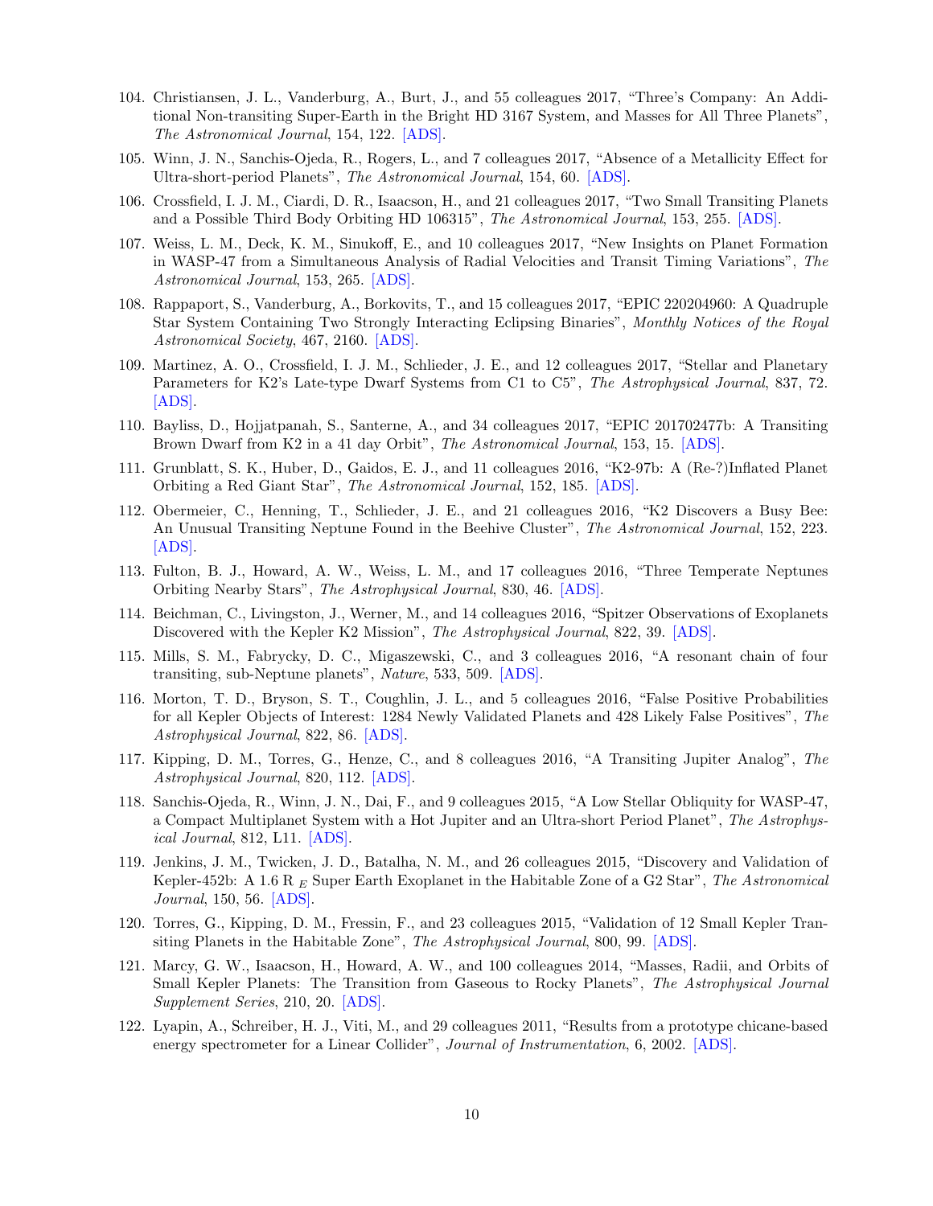104. Christiansen, J. L., Vanderburg, A., Burt, J., and 55 colleagues 2017, "Three's Company: An Additional Non-transiting Super-Earth in the Bright HD 3167 System, and Masses for All Three Planets", *The Astronomical Journal*, 154, 122. [ADS].

105. Winn, J. N., Sanchis-Ojeda, R., Rogers, L., and 7 colleagues 2017, "Absence of a Metallicity Effect for Ultra-short-period Planets", *The Astronomical Journal*, 154, 60. [ADS].

106. Crossfield, I. J. M., Ciardi, D. R., Isaacson, H., and 21 colleagues 2017, "Two Small Transiting Planets and a Possible Third Body Orbiting HD 106315", *The Astronomical Journal*, 153, 255. [ADS].

107. Weiss, L. M., Deck, K. M., Sinukoff, E., and 10 colleagues 2017, "New Insights on Planet Formation in WASP-47 from a Simultaneous Analysis of Radial Velocities and Transit Timing Variations", *The Astronomical Journal*, 153, 265. [ADS].

108. Rappaport, S., Vanderburg, A., Borkovits, T., and 15 colleagues 2017, "EPIC 220204960: A Quadruple Star System Containing Two Strongly Interacting Eclipsing Binaries", *Monthly Notices of the Royal Astronomical Society*, 467, 2160. [ADS].

109. Martinez, A. O., Crossfield, I. J. M., Schlieder, J. E., and 12 colleagues 2017, "Stellar and Planetary Parameters for K2's Late-type Dwarf Systems from C1 to C5", *The Astrophysical Journal*, 837, 72. [ADS].

110. Bayliss, D., Hojjatpanah, S., Santerne, A., and 34 colleagues 2017, "EPIC 201702477b: A Transiting Brown Dwarf from K2 in a 41 day Orbit", *The Astronomical Journal*, 153, 15. [ADS].

111. Grunblatt, S. K., Huber, D., Gaidos, E. J., and 11 colleagues 2016, "K2-97b: A (Re-?)Inflated Planet Orbiting a Red Giant Star", *The Astronomical Journal*, 152, 185. [ADS].

112. Obermeier, C., Henning, T., Schlieder, J. E., and 21 colleagues 2016, "K2 Discovers a Busy Bee: An Unusual Transiting Neptune Found in the Beehive Cluster", *The Astronomical Journal*, 152, 223. [ADS].

113. Fulton, B. J., Howard, A. W., Weiss, L. M., and 17 colleagues 2016, "Three Temperate Neptunes Orbiting Nearby Stars", *The Astrophysical Journal*, 830, 46. [ADS].

114. Beichman, C., Livingston, J., Werner, M., and 14 colleagues 2016, "Spitzer Observations of Exoplanets Discovered with the Kepler K2 Mission", *The Astrophysical Journal*, 822, 39. [ADS].

115. Mills, S. M., Fabrycky, D. C., Migaszewski, C., and 3 colleagues 2016, "A resonant chain of four transiting, sub-Neptune planets", *Nature*, 533, 509. [ADS].

116. Morton, T. D., Bryson, S. T., Coughlin, J. L., and 5 colleagues 2016, "False Positive Probabilities for all Kepler Objects of Interest: 1284 Newly Validated Planets and 428 Likely False Positives", *The Astrophysical Journal*, 822, 86. [ADS].

117. Kipping, D. M., Torres, G., Henze, C., and 8 colleagues 2016, "A Transiting Jupiter Analog", *The Astrophysical Journal*, 820, 112. [ADS].

118. Sanchis-Ojeda, R., Winn, J. N., Dai, F., and 9 colleagues 2015, "A Low Stellar Obliquity for WASP-47, a Compact Multiplanet System with a Hot Jupiter and an Ultra-short Period Planet", *The Astrophysical Journal*, 812, L11. [ADS].

119. Jenkins, J. M., Twicken, J. D., Batalha, N. M., and 26 colleagues 2015, "Discovery and Validation of Kepler-452b: A 1.6 $R_E$ Super Earth Exoplanet in the Habitable Zone of a G2 Star", *The Astronomical Journal*, 150, 56. [ADS].

120. Torres, G., Kipping, D. M., Fressin, F., and 23 colleagues 2015, "Validation of 12 Small Kepler Transiting Planets in the Habitable Zone", *The Astrophysical Journal*, 800, 99. [ADS].

121. Marcy, G. W., Isaacson, H., Howard, A. W., and 100 colleagues 2014, "Masses, Radii, and Orbits of Small Kepler Planets: The Transition from Gaseous to Rocky Planets", *The Astrophysical Journal Supplement Series*, 210, 20. [ADS].

122. Lyapin, A., Schreiber, H. J., Viti, M., and 29 colleagues 2011, "Results from a prototype chicane-based energy spectrometer for a Linear Collider", *Journal of Instrumentation*, 6, 2002. [ADS].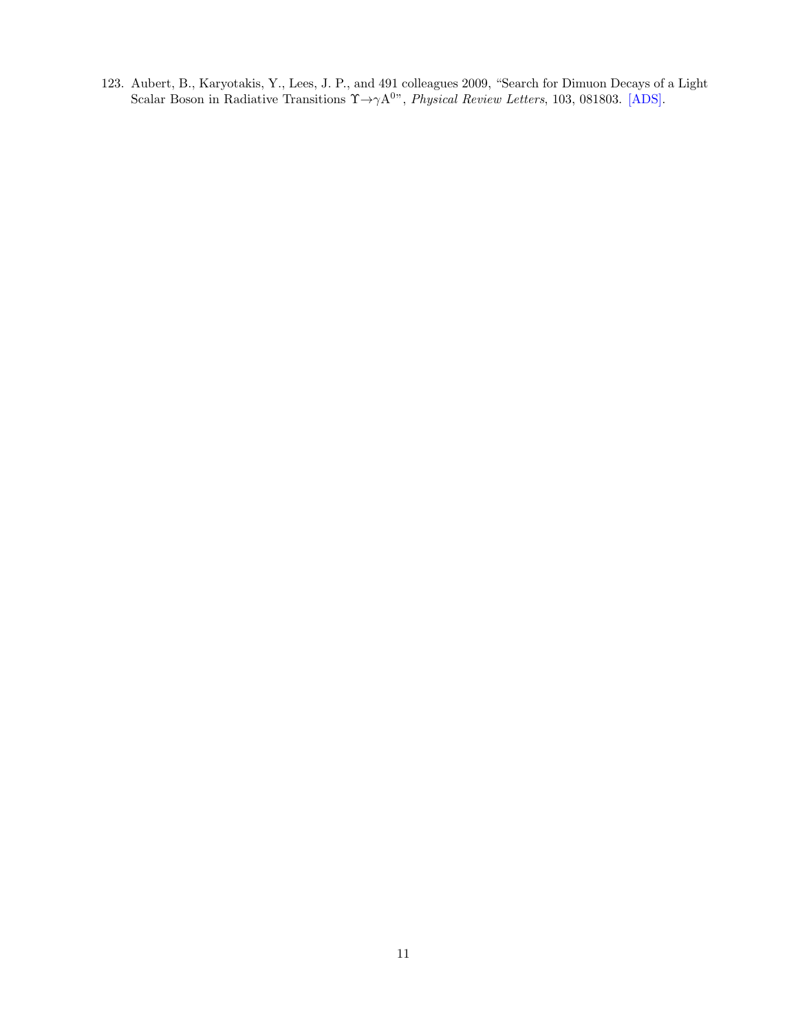123. Aubert, B., Karyotakis, Y., Lees, J. P., and 491 colleagues 2009, "Search for Dimuon Decays of a Light Scalar Boson in Radiative Transitions $\Upsilon \to \gamma A^0$", *Physical Review Letters*, 103, 081803. [ADS].